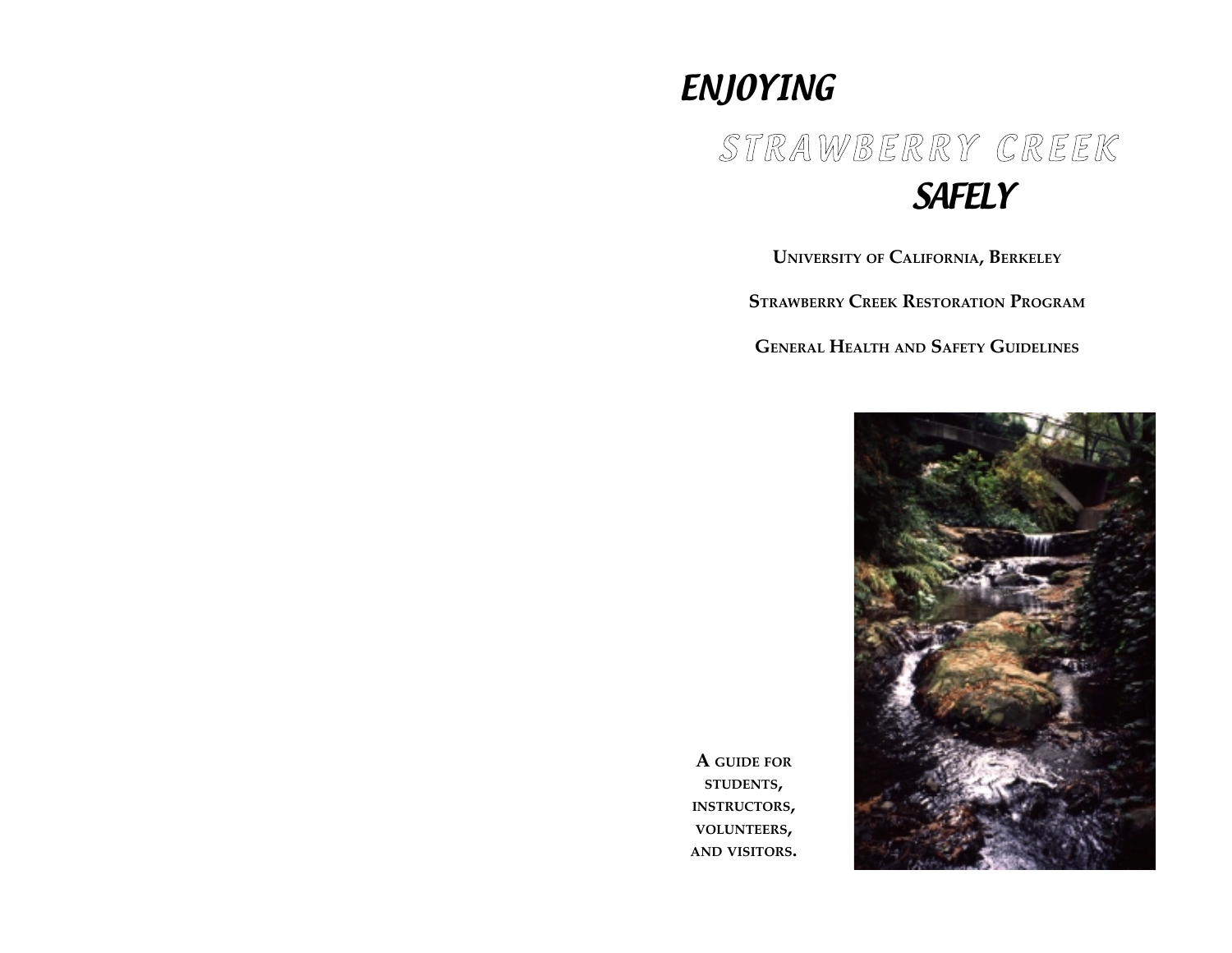# ENJOYING STRAWBERRY CREEK SAFELY

**UNIVERSITY OF CALIFORNIA, BERKELEY**

**STRAWBERRY CREEK RESTORATION PROGRAM**

**GENERAL HEALTH AND SAFETY GUIDELINES**

**A GUIDE FOR STUDENTS, INSTRUCTORS, VOLUNTEERS, AND VISITORS.**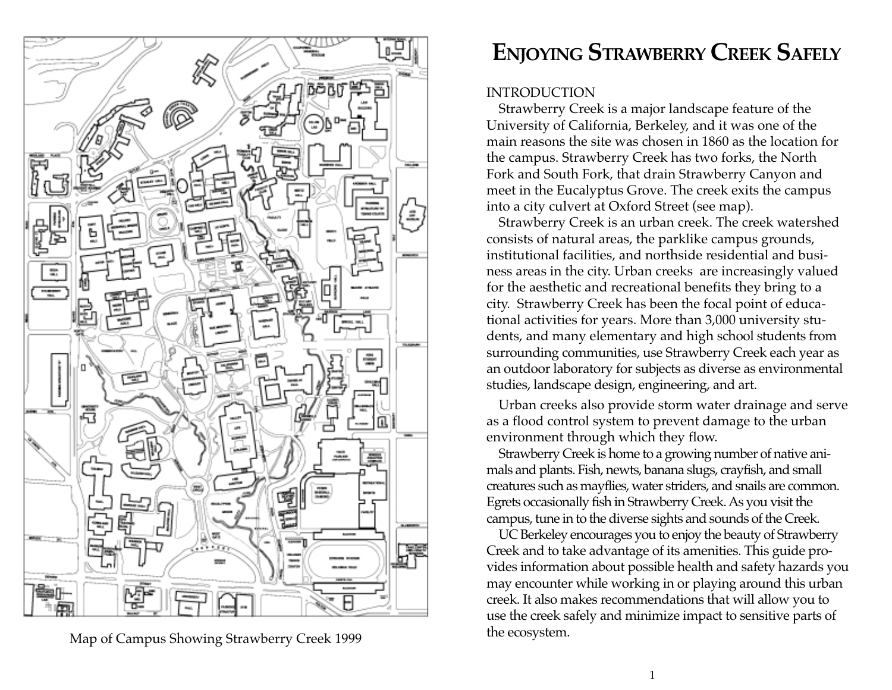Map of Campus Showing Strawberry Creek 1999

# Enjoying Strawberry Creek Safely

## INTRODUCTION

Strawberry Creek is a major landscape feature of the University of California, Berkeley, and it was one of the main reasons the site was chosen in 1860 as the location for the campus. Strawberry Creek has two forks, the North Fork and South Fork, that drain Strawberry Canyon and meet in the Eucalyptus Grove. The creek exits the campus into a city culvert at Oxford Street (see map).

Strawberry Creek is an urban creek. The creek watershed consists of natural areas, the parklike campus grounds, institutional facilities, and northside residential and business areas in the city. Urban creeks are increasingly valued for the aesthetic and recreational benefits they bring to a city. Strawberry Creek has been the focal point of educational activities for years. More than 3,000 university students, and many elementary and high school students from surrounding communities, use Strawberry Creek each year as an outdoor laboratory for subjects as diverse as environmental studies, landscape design, engineering, and art.

Urban creeks also provide storm water drainage and serve as a flood control system to prevent damage to the urban environment through which they flow.

Strawberry Creek is home to a growing number of native animals and plants. Fish, newts, banana slugs, crayfish, and small creatures such as mayflies, water striders, and snails are common. Egrets occasionally fish in Strawberry Creek. As you visit the campus, tune in to the diverse sights and sounds of the Creek.

UC Berkeley encourages you to enjoy the beauty of Strawberry Creek and to take advantage of its amenities. This guide provides information about possible health and safety hazards you may encounter while working in or playing around this urban creek. It also makes recommendations that will allow you to use the creek safely and minimize impact to sensitive parts of the ecosystem.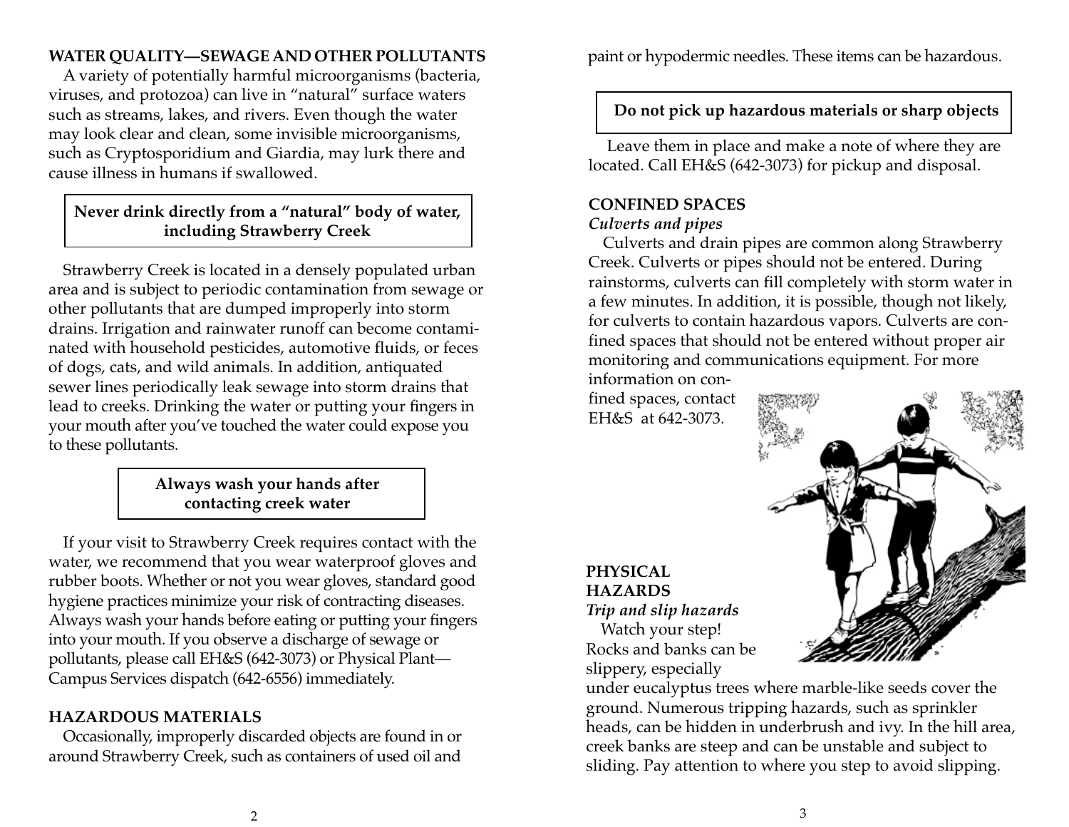**WATER QUALITY—SEWAGE AND OTHER POLLUTANTS**

A variety of potentially harmful microorganisms (bacteria, viruses, and protozoa) can live in "natural" surface waters such as streams, lakes, and rivers. Even though the water may look clear and clean, some invisible microorganisms, such as Cryptosporidium and Giardia, may lurk there and cause illness in humans if swallowed.

**Never drink directly from a "natural" body of water, including Strawberry Creek**

Strawberry Creek is located in a densely populated urban area and is subject to periodic contamination from sewage or other pollutants that are dumped improperly into storm drains. Irrigation and rainwater runoff can become contaminated with household pesticides, automotive fluids, or feces of dogs, cats, and wild animals. In addition, antiquated sewer lines periodically leak sewage into storm drains that lead to creeks. Drinking the water or putting your fingers in your mouth after you've touched the water could expose you to these pollutants.

**Always wash your hands after contacting creek water**

If your visit to Strawberry Creek requires contact with the water, we recommend that you wear waterproof gloves and rubber boots. Whether or not you wear gloves, standard good hygiene practices minimize your risk of contracting diseases. Always wash your hands before eating or putting your fingers into your mouth. If you observe a discharge of sewage or pollutants, please call EH&S (642-3073) or Physical Plant—Campus Services dispatch (642-6556) immediately.

**HAZARDOUS MATERIALS**

Occasionally, improperly discarded objects are found in or around Strawberry Creek, such as containers of used oil and paint or hypodermic needles. These items can be hazardous.

**Do not pick up hazardous materials or sharp objects**

Leave them in place and make a note of where they are located. Call EH&S (642-3073) for pickup and disposal.

**CONFINED SPACES**

***Culverts and pipes***

Culverts and drain pipes are common along Strawberry Creek. Culverts or pipes should not be entered. During rainstorms, culverts can fill completely with storm water in a few minutes. In addition, it is possible, though not likely, for culverts to contain hazardous vapors. Culverts are confined spaces that should not be entered without proper air monitoring and communications equipment. For more information on confined spaces, contact EH&S at 642-3073.

**PHYSICAL HAZARDS**

***Trip and slip hazards***

Watch your step! Rocks and banks can be slippery, especially under eucalyptus trees where marble-like seeds cover the ground. Numerous tripping hazards, such as sprinkler heads, can be hidden in underbrush and ivy. In the hill area, creek banks are steep and can be unstable and subject to sliding. Pay attention to where you step to avoid slipping.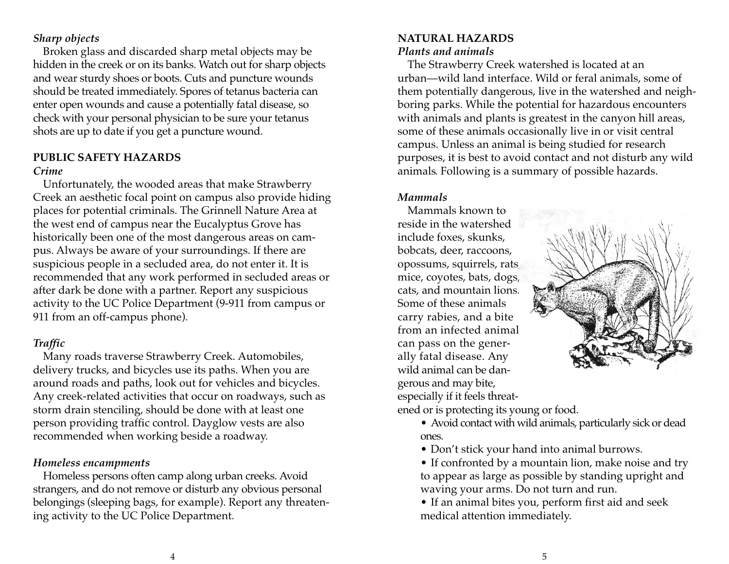### *Sharp objects*

Broken glass and discarded sharp metal objects may be hidden in the creek or on its banks. Watch out for sharp objects and wear sturdy shoes or boots. Cuts and puncture wounds should be treated immediately. Spores of tetanus bacteria can enter open wounds and cause a potentially fatal disease, so check with your personal physician to be sure your tetanus shots are up to date if you get a puncture wound.

## PUBLIC SAFETY HAZARDS

### *Crime*

Unfortunately, the wooded areas that make Strawberry Creek an aesthetic focal point on campus also provide hiding places for potential criminals. The Grinnell Nature Area at the west end of campus near the Eucalyptus Grove has historically been one of the most dangerous areas on campus. Always be aware of your surroundings. If there are suspicious people in a secluded area, do not enter it. It is recommended that any work performed in secluded areas or after dark be done with a partner. Report any suspicious activity to the UC Police Department (9-911 from campus or 911 from an off-campus phone).

### *Traffic*

Many roads traverse Strawberry Creek. Automobiles, delivery trucks, and bicycles use its paths. When you are around roads and paths, look out for vehicles and bicycles. Any creek-related activities that occur on roadways, such as storm drain stenciling, should be done with at least one person providing traffic control. Dayglow vests are also recommended when working beside a roadway.

### *Homeless encampments*

Homeless persons often camp along urban creeks. Avoid strangers, and do not remove or disturb any obvious personal belongings (sleeping bags, for example). Report any threatening activity to the UC Police Department.

## NATURAL HAZARDS

### *Plants and animals*

The Strawberry Creek watershed is located at an urban—wild land interface. Wild or feral animals, some of them potentially dangerous, live in the watershed and neighboring parks. While the potential for hazardous encounters with animals and plants is greatest in the canyon hill areas, some of these animals occasionally live in or visit central campus. Unless an animal is being studied for research purposes, it is best to avoid contact and not disturb any wild animals. Following is a summary of possible hazards.

### *Mammals*

Mammals known to reside in the watershed include foxes, skunks, bobcats, deer, raccoons, opossums, squirrels, rats, mice, coyotes, bats, dogs, cats, and mountain lions. Some of these animals carry rabies, and a bite from an infected animal can pass on the generally fatal disease. Any wild animal can be dangerous and may bite, especially if it feels threatened or is protecting its young or food.

- Avoid contact with wild animals, particularly sick or dead ones.
- Don't stick your hand into animal burrows.
- If confronted by a mountain lion, make noise and try to appear as large as possible by standing upright and waving your arms. Do not turn and run.
- If an animal bites you, perform first aid and seek medical attention immediately.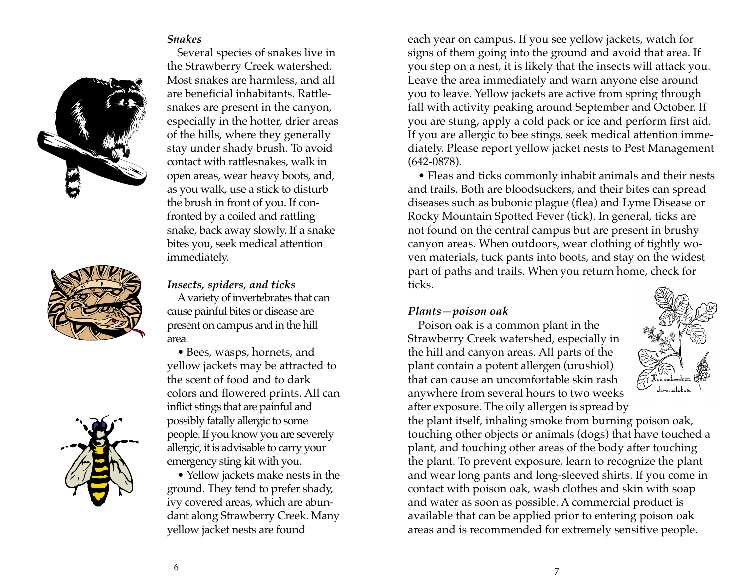### *Snakes*

Several species of snakes live in the Strawberry Creek watershed. Most snakes are harmless, and all are beneficial inhabitants. Rattlesnakes are present in the canyon, especially in the hotter, drier areas of the hills, where they generally stay under shady brush. To avoid contact with rattlesnakes, walk in open areas, wear heavy boots, and, as you walk, use a stick to disturb the brush in front of you. If confronted by a coiled and rattling snake, back away slowly. If a snake bites you, seek medical attention immediately.

### *Insects, spiders, and ticks*

A variety of invertebrates that can cause painful bites or disease are present on campus and in the hill area.

- Bees, wasps, hornets, and yellow jackets may be attracted to the scent of food and to dark colors and flowered prints. All can inflict stings that are painful and possibly fatally allergic to some people. If you know you are severely allergic, it is advisable to carry your emergency sting kit with you.
- Yellow jackets make nests in the ground. They tend to prefer shady, ivy covered areas, which are abundant along Strawberry Creek. Many yellow jacket nests are found each year on campus. If you see yellow jackets, watch for signs of them going into the ground and avoid that area. If you step on a nest, it is likely that the insects will attack you. Leave the area immediately and warn anyone else around you to leave. Yellow jackets are active from spring through fall with activity peaking around September and October. If you are stung, apply a cold pack or ice and perform first aid. If you are allergic to bee stings, seek medical attention immediately. Please report yellow jacket nests to Pest Management (642-0878).
- Fleas and ticks commonly inhabit animals and their nests and trails. Both are bloodsuckers, and their bites can spread diseases such as bubonic plague (flea) and Lyme Disease or Rocky Mountain Spotted Fever (tick). In general, ticks are not found on the central campus but are present in brushy canyon areas. When outdoors, wear clothing of tightly woven materials, tuck pants into boots, and stay on the widest part of paths and trails. When you return home, check for ticks.

### *Plants—poison oak*

Poison oak is a common plant in the Strawberry Creek watershed, especially in the hill and canyon areas. All parts of the plant contain a potent allergen (urushiol) that can cause an uncomfortable skin rash anywhere from several hours to two weeks after exposure. The oily allergen is spread by the plant itself, inhaling smoke from burning poison oak, touching other objects or animals (dogs) that have touched a plant, and touching other areas of the body after touching the plant. To prevent exposure, learn to recognize the plant and wear long pants and long-sleeved shirts. If you come in contact with poison oak, wash clothes and skin with soap and water as soon as possible. A commercial product is available that can be applied prior to entering poison oak areas and is recommended for extremely sensitive people.

Toxicodendron diversilobum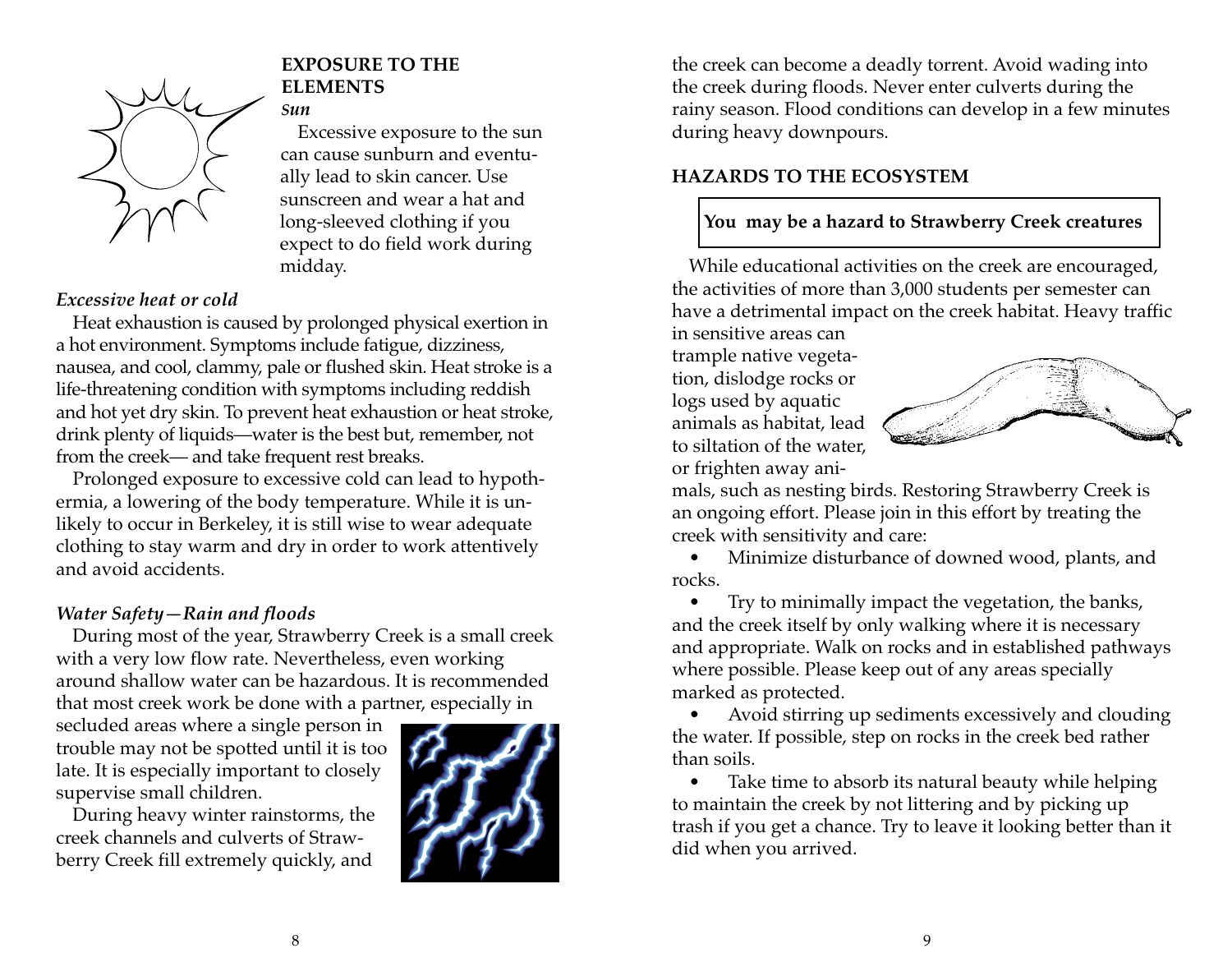## EXPOSURE TO THE ELEMENTS

### *Sun*

Excessive exposure to the sun can cause sunburn and eventually lead to skin cancer. Use sunscreen and wear a hat and long-sleeved clothing if you expect to do field work during midday.

### *Excessive heat or cold*

Heat exhaustion is caused by prolonged physical exertion in a hot environment. Symptoms include fatigue, dizziness, nausea, and cool, clammy, pale or flushed skin. Heat stroke is a life-threatening condition with symptoms including reddish and hot yet dry skin. To prevent heat exhaustion or heat stroke, drink plenty of liquids—water is the best but, remember, not from the creek— and take frequent rest breaks.

Prolonged exposure to excessive cold can lead to hypothermia, a lowering of the body temperature. While it is unlikely to occur in Berkeley, it is still wise to wear adequate clothing to stay warm and dry in order to work attentively and avoid accidents.

### *Water Safety—Rain and floods*

During most of the year, Strawberry Creek is a small creek with a very low flow rate. Nevertheless, even working around shallow water can be hazardous. It is recommended that most creek work be done with a partner, especially in secluded areas where a single person in trouble may not be spotted until it is too late. It is especially important to closely supervise small children.

During heavy winter rainstorms, the creek channels and culverts of Strawberry Creek fill extremely quickly, and the creek can become a deadly torrent. Avoid wading into the creek during floods. Never enter culverts during the rainy season. Flood conditions can develop in a few minutes during heavy downpours.

## HAZARDS TO THE ECOSYSTEM

**You may be a hazard to Strawberry Creek creatures**

While educational activities on the creek are encouraged, the activities of more than 3,000 students per semester can have a detrimental impact on the creek habitat. Heavy traffic in sensitive areas can trample native vegetation, dislodge rocks or logs used by aquatic animals as habitat, lead to siltation of the water, or frighten away animals, such as nesting birds. Restoring Strawberry Creek is an ongoing effort. Please join in this effort by treating the creek with sensitivity and care:

- Minimize disturbance of downed wood, plants, and rocks.
- Try to minimally impact the vegetation, the banks, and the creek itself by only walking where it is necessary and appropriate. Walk on rocks and in established pathways where possible. Please keep out of any areas specially marked as protected.
- Avoid stirring up sediments excessively and clouding the water. If possible, step on rocks in the creek bed rather than soils.
- Take time to absorb its natural beauty while helping to maintain the creek by not littering and by picking up trash if you get a chance. Try to leave it looking better than it did when you arrived.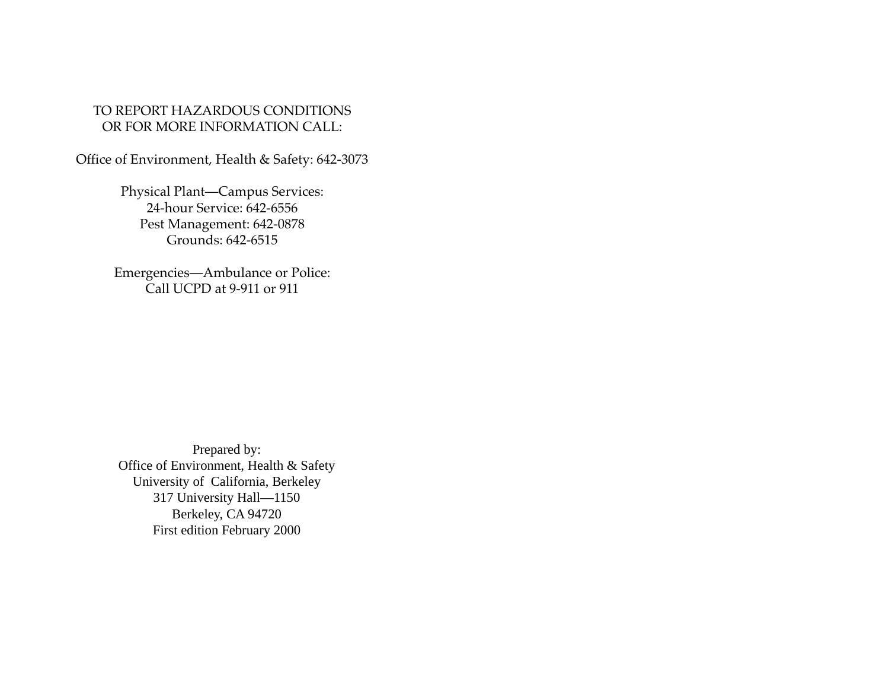TO REPORT HAZARDOUS CONDITIONS
OR FOR MORE INFORMATION CALL:

Office of Environment, Health & Safety: 642-3073

Physical Plant—Campus Services:
24-hour Service: 642-6556
Pest Management: 642-0878
Grounds: 642-6515

Emergencies—Ambulance or Police:
Call UCPD at 9-911 or 911

Prepared by:
Office of Environment, Health & Safety
University of California, Berkeley
317 University Hall—1150
Berkeley, CA 94720
First edition February 2000